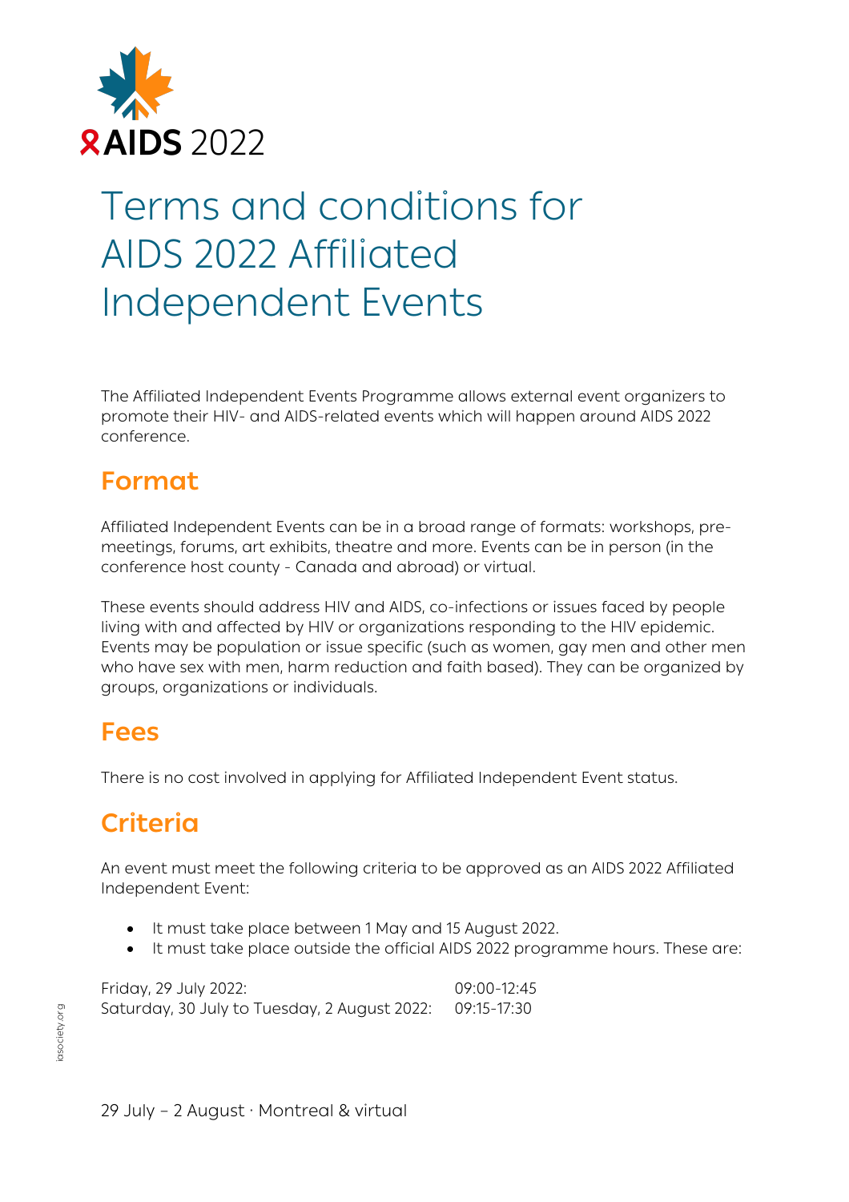AIDS 2022

# Terms and conditions for AIDS 2022 Affiliated Independent Events

The Affiliated Independent Events Programme allows external event organizers to promote their HIV- and AIDS-related events which will happen around AIDS 2022 conference.

## Format

Affiliated Independent Events can be in a broad range of formats: workshops, pre-meetings, forums, art exhibits, theatre and more. Events can be in person (in the conference host county - Canada and abroad) or virtual.

These events should address HIV and AIDS, co-infections or issues faced by people living with and affected by HIV or organizations responding to the HIV epidemic. Events may be population or issue specific (such as women, gay men and other men who have sex with men, harm reduction and faith based). They can be organized by groups, organizations or individuals.

## Fees

There is no cost involved in applying for Affiliated Independent Event status.

## Criteria

An event must meet the following criteria to be approved as an AIDS 2022 Affiliated Independent Event:

- It must take place between 1 May and 15 August 2022.
- It must take place outside the official AIDS 2022 programme hours. These are:

| | |
|---|---|
| Friday, 29 July 2022: | 09:00-12:45 |
| Saturday, 30 July to Tuesday, 2 August 2022: | 09:15-17:30 |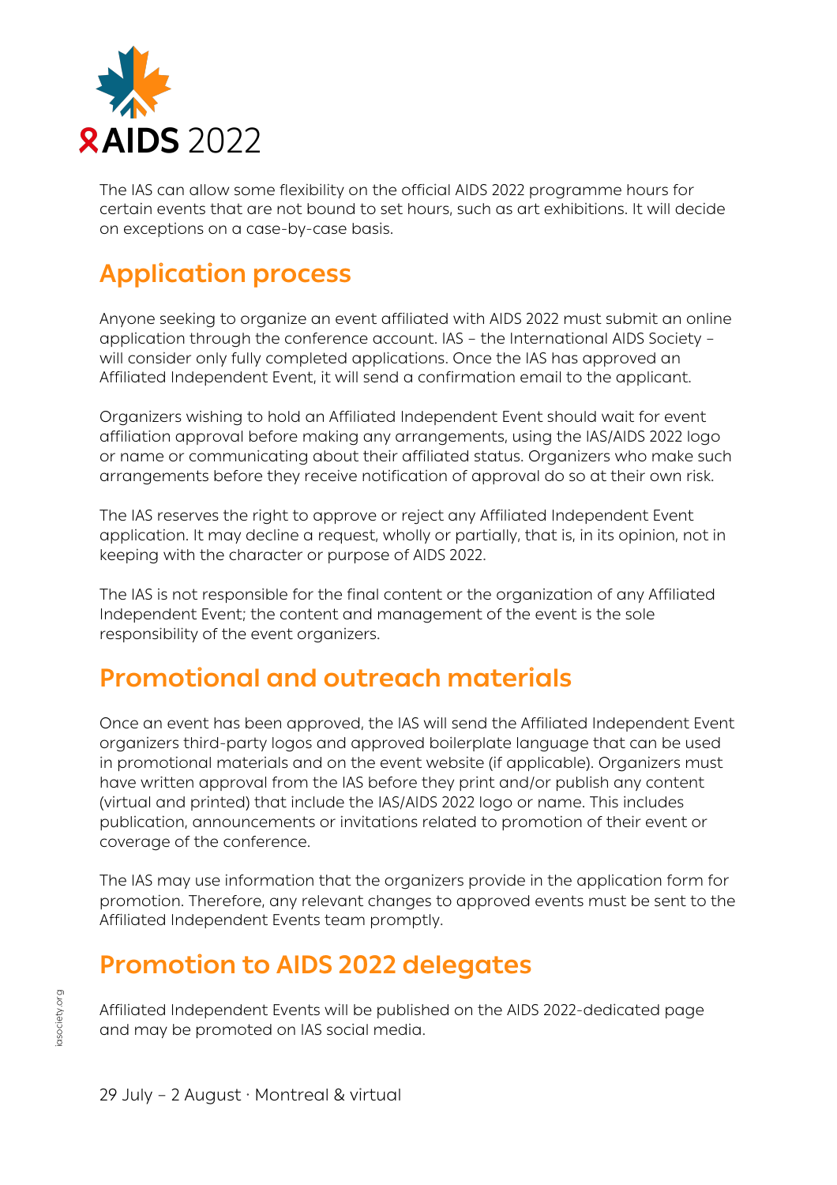The IAS can allow some flexibility on the official AIDS 2022 programme hours for certain events that are not bound to set hours, such as art exhibitions. It will decide on exceptions on a case-by-case basis.

## Application process

Anyone seeking to organize an event affiliated with AIDS 2022 must submit an online application through the conference account. IAS – the International AIDS Society – will consider only fully completed applications. Once the IAS has approved an Affiliated Independent Event, it will send a confirmation email to the applicant.

Organizers wishing to hold an Affiliated Independent Event should wait for event affiliation approval before making any arrangements, using the IAS/AIDS 2022 logo or name or communicating about their affiliated status. Organizers who make such arrangements before they receive notification of approval do so at their own risk.

The IAS reserves the right to approve or reject any Affiliated Independent Event application. It may decline a request, wholly or partially, that is, in its opinion, not in keeping with the character or purpose of AIDS 2022.

The IAS is not responsible for the final content or the organization of any Affiliated Independent Event; the content and management of the event is the sole responsibility of the event organizers.

## Promotional and outreach materials

Once an event has been approved, the IAS will send the Affiliated Independent Event organizers third-party logos and approved boilerplate language that can be used in promotional materials and on the event website (if applicable). Organizers must have written approval from the IAS before they print and/or publish any content (virtual and printed) that include the IAS/AIDS 2022 logo or name. This includes publication, announcements or invitations related to promotion of their event or coverage of the conference.

The IAS may use information that the organizers provide in the application form for promotion. Therefore, any relevant changes to approved events must be sent to the Affiliated Independent Events team promptly.

## Promotion to AIDS 2022 delegates

Affiliated Independent Events will be published on the AIDS 2022-dedicated page and may be promoted on IAS social media.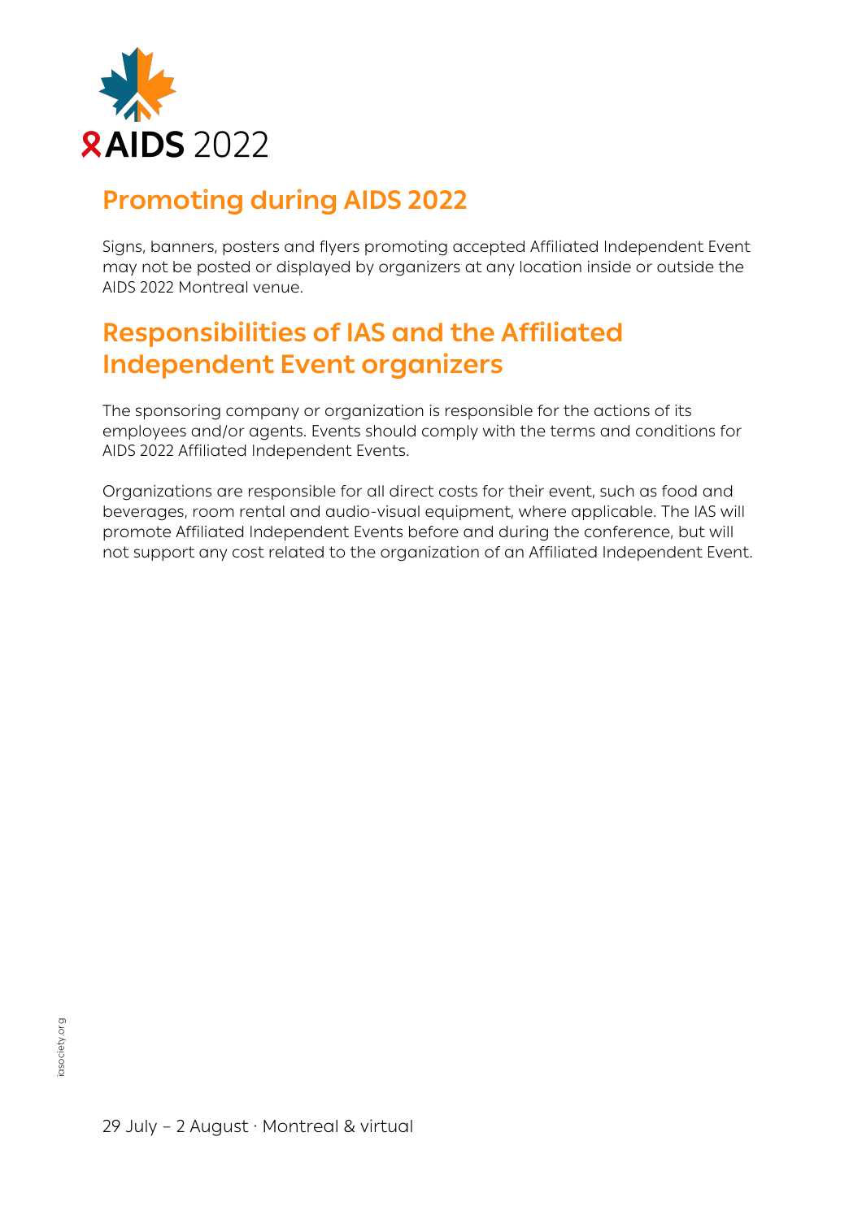## Promoting during AIDS 2022

Signs, banners, posters and flyers promoting accepted Affiliated Independent Event may not be posted or displayed by organizers at any location inside or outside the AIDS 2022 Montreal venue.

## Responsibilities of IAS and the Affiliated Independent Event organizers

The sponsoring company or organization is responsible for the actions of its employees and/or agents. Events should comply with the terms and conditions for AIDS 2022 Affiliated Independent Events.

Organizations are responsible for all direct costs for their event, such as food and beverages, room rental and audio-visual equipment, where applicable. The IAS will promote Affiliated Independent Events before and during the conference, but will not support any cost related to the organization of an Affiliated Independent Event.